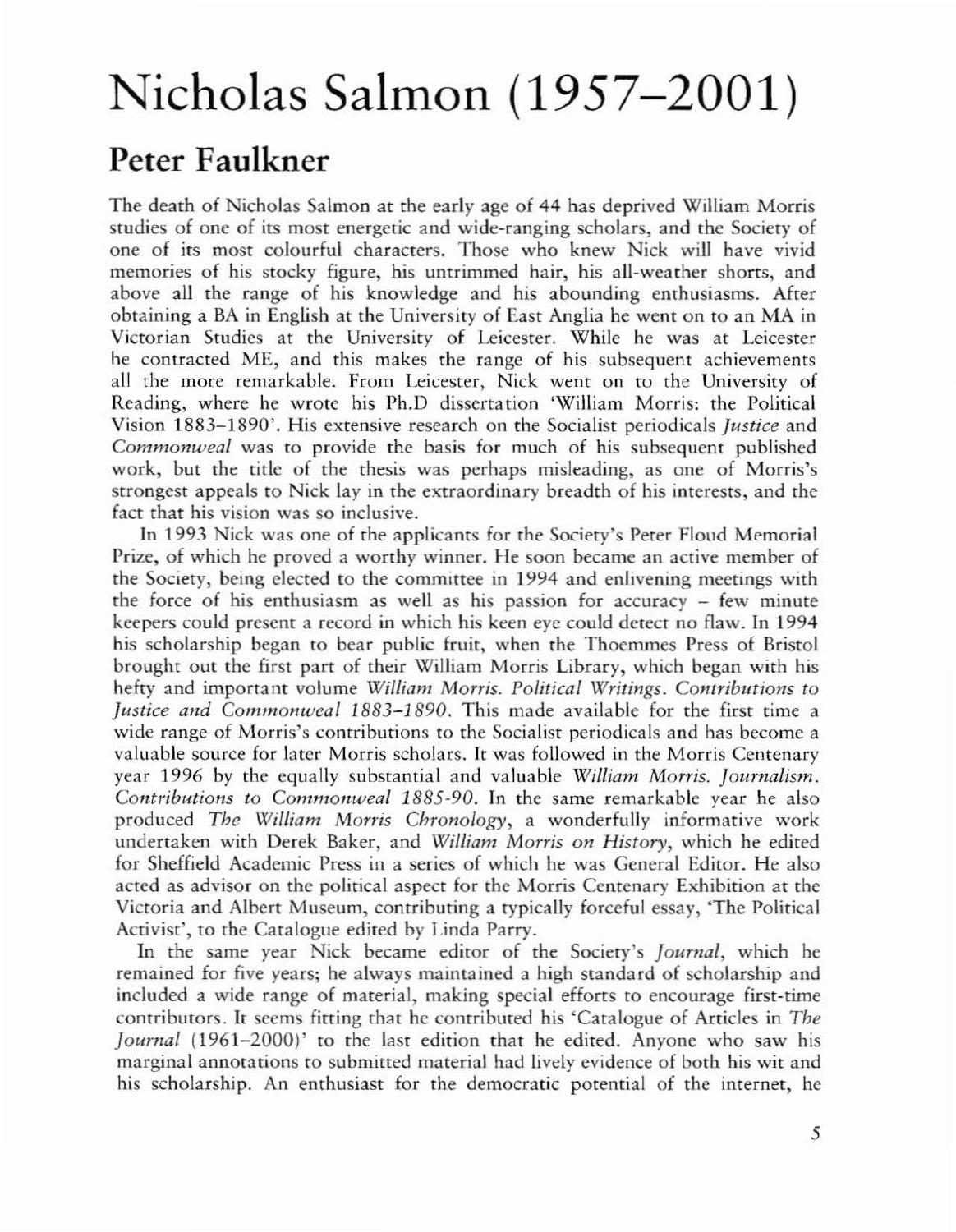# Nicholas Salmon (1957–2001)

## Peter Faulkner

The death of Nicholas Salmon at the early age of 44 has deprived William Morris studies of one of its most energetic and wide-ranging scholars, and the Society of one of its most colourful characters. Those who knew Nick will have vivid memories of his stocky figure, his untrimmed hair, his all-weather shorts, and above all the range of his knowledge and his abounding enthusiasms. After obtaining a BA in English at the University of East Anglia he went on to an MA in Victorian Studies at the University of Leicester. While he was at Leicester he contracted ME, and this makes the range of his subsequent achievements all the more remarkable. From Leicester, Nick went on to the University of Reading, where he wrote his Ph.D dissertation 'William Morris: the Political Vision 1883–1890'. His extensive research on the Socialist periodicals *Justice* and *Commonweal* was to provide the basis for much of his subsequent published work, but the title of the thesis was perhaps misleading, as one of Morris's strongest appeals to Nick lay in the extraordinary breadth of his interests, and the fact that his vision was so inclusive.

In 1993 Nick was one of the applicants for the Society's Peter Floud Memorial Prize, of which he proved a worthy winner. He soon became an active member of the Society, being elected to the committee in 1994 and enlivening meetings with the force of his enthusiasm as well as his passion for accuracy – few minute keepers could present a record in which his keen eye could detect no flaw. In 1994 his scholarship began to bear public fruit, when the Thoemmes Press of Bristol brought out the first part of their William Morris Library, which began with his hefty and important volume *William Morris. Political Writings. Contributions to Justice and Commonweal 1883–1890*. This made available for the first time a wide range of Morris's contributions to the Socialist periodicals and has become a valuable source for later Morris scholars. It was followed in the Morris Centenary year 1996 by the equally substantial and valuable *William Morris. Journalism. Contributions to Commonweal 1885-90*. In the same remarkable year he also produced *The William Morris Chronology*, a wonderfully informative work undertaken with Derek Baker, and *William Morris on History*, which he edited for Sheffield Academic Press in a series of which he was General Editor. He also acted as advisor on the political aspect for the Morris Centenary Exhibition at the Victoria and Albert Museum, contributing a typically forceful essay, 'The Political Activist', to the Catalogue edited by Linda Parry.

In the same year Nick became editor of the Society's *Journal*, which he remained for five years; he always maintained a high standard of scholarship and included a wide range of material, making special efforts to encourage first-time contributors. It seems fitting that he contributed his 'Catalogue of Articles in *The Journal* (1961–2000)' to the last edition that he edited. Anyone who saw his marginal annotations to submitted material had lively evidence of both his wit and his scholarship. An enthusiast for the democratic potential of the internet, he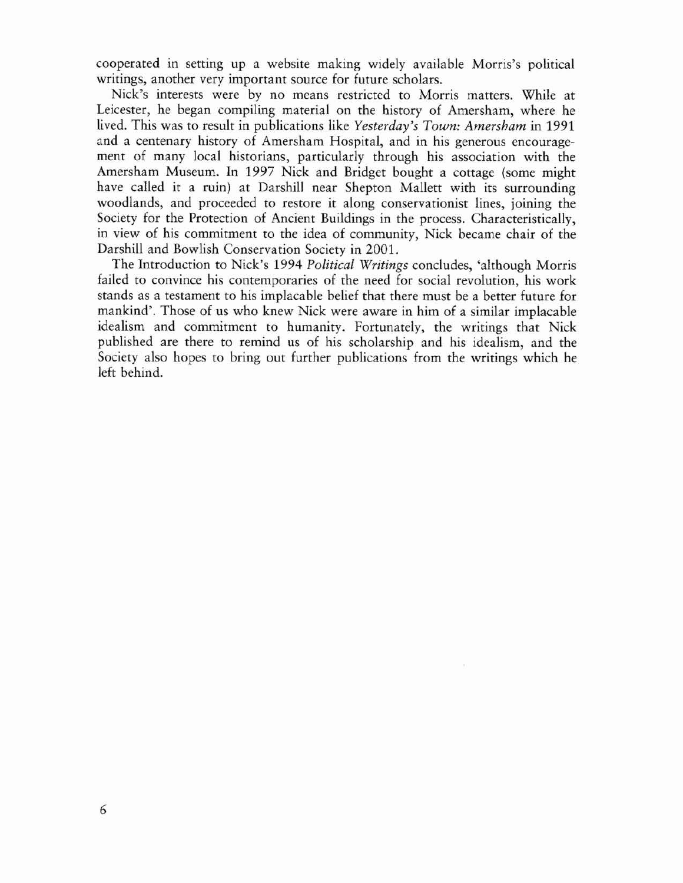cooperated in setting up a website making widely available Morris's political writings, another very important source for future scholars.

Nick's interests were by no means restricted to Morris matters. While at Leicester, he began compiling material on the history of Amersham, where he lived. This was to result in publications like *Yesterday's Town: Amersham* in 1991 and a centenary history of Amersham Hospital, and in his generous encouragement of many local historians, particularly through his association with the Amersham Museum. In 1997 Nick and Bridget bought a cottage (some might have called it a ruin) at Darshill near Shepton Mallett with its surrounding woodlands, and proceeded to restore it along conservationist lines, joining the Society for the Protection of Ancient Buildings in the process. Characteristically, in view of his commitment to the idea of community, Nick became chair of the Darshill and Bowlish Conservation Society in 2001.

The Introduction to Nick's 1994 *Political Writings* concludes, 'although Morris failed to convince his contemporaries of the need for social revolution, his work stands as a testament to his implacable belief that there must be a better future for mankind'. Those of us who knew Nick were aware in him of a similar implacable idealism and commitment to humanity. Fortunately, the writings that Nick published are there to remind us of his scholarship and his idealism, and the Society also hopes to bring out further publications from the writings which he left behind.